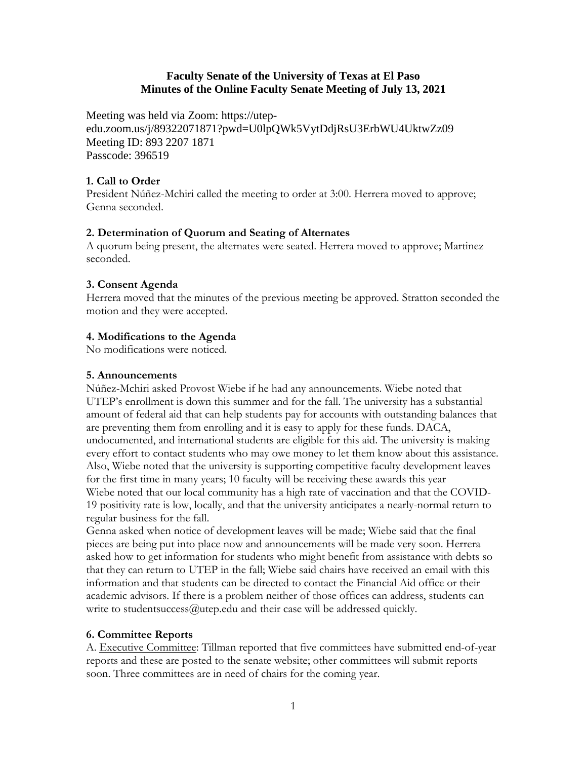**Faculty Senate of the University of Texas at El Paso**
**Minutes of the Online Faculty Senate Meeting of July 13, 2021**

Meeting was held via Zoom: https://utep-edu.zoom.us/j/89322071871?pwd=U0lpQWk5VytDdjRsU3ErbWU4UktwZz09
Meeting ID: 893 2207 1871
Passcode: 396519

**1. Call to Order**

President Núñez-Mchiri called the meeting to order at 3:00. Herrera moved to approve; Genna seconded.

**2. Determination of Quorum and Seating of Alternates**

A quorum being present, the alternates were seated. Herrera moved to approve; Martinez seconded.

**3. Consent Agenda**

Herrera moved that the minutes of the previous meeting be approved. Stratton seconded the motion and they were accepted.

**4. Modifications to the Agenda**

No modifications were noticed.

**5. Announcements**

Núñez-Mchiri asked Provost Wiebe if he had any announcements. Wiebe noted that UTEP's enrollment is down this summer and for the fall. The university has a substantial amount of federal aid that can help students pay for accounts with outstanding balances that are preventing them from enrolling and it is easy to apply for these funds. DACA, undocumented, and international students are eligible for this aid. The university is making every effort to contact students who may owe money to let them know about this assistance. Also, Wiebe noted that the university is supporting competitive faculty development leaves for the first time in many years; 10 faculty will be receiving these awards this year
Wiebe noted that our local community has a high rate of vaccination and that the COVID-19 positivity rate is low, locally, and that the university anticipates a nearly-normal return to regular business for the fall.
Genna asked when notice of development leaves will be made; Wiebe said that the final pieces are being put into place now and announcements will be made very soon. Herrera asked how to get information for students who might benefit from assistance with debts so that they can return to UTEP in the fall; Wiebe said chairs have received an email with this information and that students can be directed to contact the Financial Aid office or their academic advisors. If there is a problem neither of those offices can address, students can write to studentsuccess@utep.edu and their case will be addressed quickly.

**6. Committee Reports**

A. Executive Committee: Tillman reported that five committees have submitted end-of-year reports and these are posted to the senate website; other committees will submit reports soon. Three committees are in need of chairs for the coming year.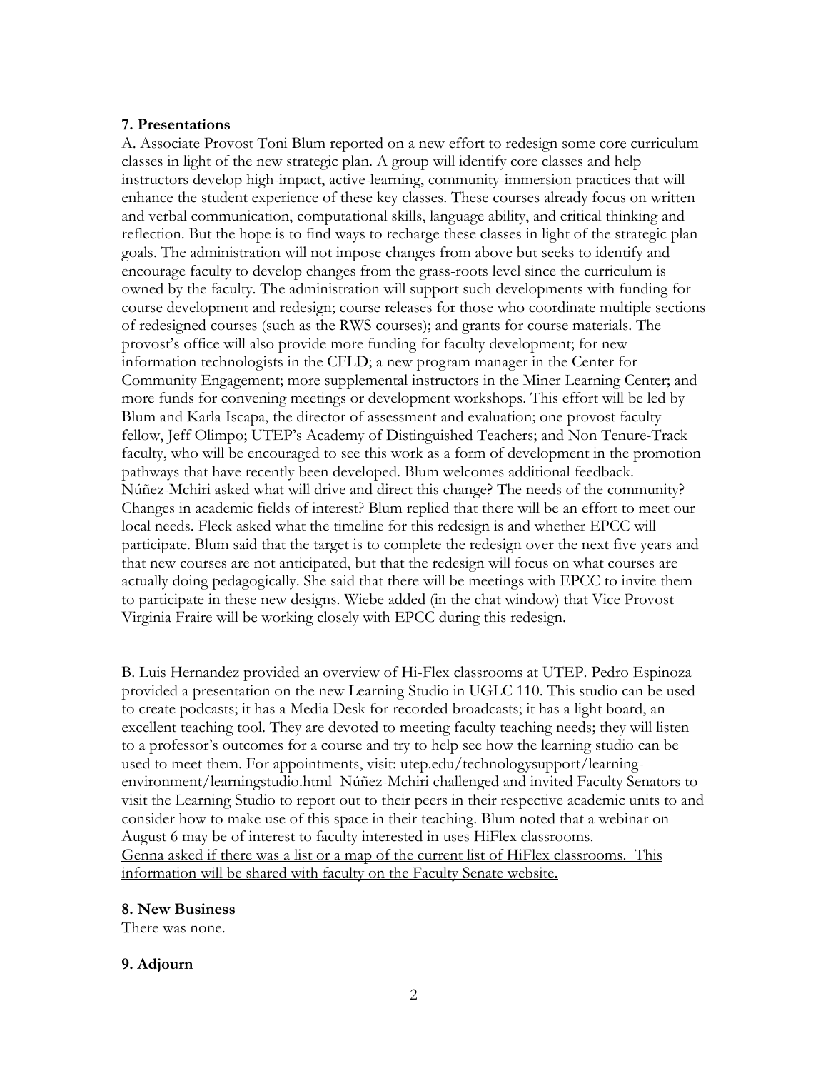**7. Presentations**

A. Associate Provost Toni Blum reported on a new effort to redesign some core curriculum classes in light of the new strategic plan. A group will identify core classes and help instructors develop high-impact, active-learning, community-immersion practices that will enhance the student experience of these key classes. These courses already focus on written and verbal communication, computational skills, language ability, and critical thinking and reflection. But the hope is to find ways to recharge these classes in light of the strategic plan goals. The administration will not impose changes from above but seeks to identify and encourage faculty to develop changes from the grass-roots level since the curriculum is owned by the faculty. The administration will support such developments with funding for course development and redesign; course releases for those who coordinate multiple sections of redesigned courses (such as the RWS courses); and grants for course materials. The provost's office will also provide more funding for faculty development; for new information technologists in the CFLD; a new program manager in the Center for Community Engagement; more supplemental instructors in the Miner Learning Center; and more funds for convening meetings or development workshops. This effort will be led by Blum and Karla Iscapa, the director of assessment and evaluation; one provost faculty fellow, Jeff Olimpo; UTEP's Academy of Distinguished Teachers; and Non Tenure-Track faculty, who will be encouraged to see this work as a form of development in the promotion pathways that have recently been developed. Blum welcomes additional feedback. Núñez-Mchiri asked what will drive and direct this change? The needs of the community? Changes in academic fields of interest? Blum replied that there will be an effort to meet our local needs. Fleck asked what the timeline for this redesign is and whether EPCC will participate. Blum said that the target is to complete the redesign over the next five years and that new courses are not anticipated, but that the redesign will focus on what courses are actually doing pedagogically. She said that there will be meetings with EPCC to invite them to participate in these new designs. Wiebe added (in the chat window) that Vice Provost Virginia Fraire will be working closely with EPCC during this redesign.

B. Luis Hernandez provided an overview of Hi-Flex classrooms at UTEP. Pedro Espinoza provided a presentation on the new Learning Studio in UGLC 110. This studio can be used to create podcasts; it has a Media Desk for recorded broadcasts; it has a light board, an excellent teaching tool. They are devoted to meeting faculty teaching needs; they will listen to a professor's outcomes for a course and try to help see how the learning studio can be used to meet them. For appointments, visit: utep.edu/technologysupport/learning-environment/learningstudio.html Núñez-Mchiri challenged and invited Faculty Senators to visit the Learning Studio to report out to their peers in their respective academic units to and consider how to make use of this space in their teaching. Blum noted that a webinar on August 6 may be of interest to faculty interested in uses HiFlex classrooms. <u>Genna asked if there was a list or a map of the current list of HiFlex classrooms. This information will be shared with faculty on the Faculty Senate website.</u>

**8. New Business**

There was none.

**9. Adjourn**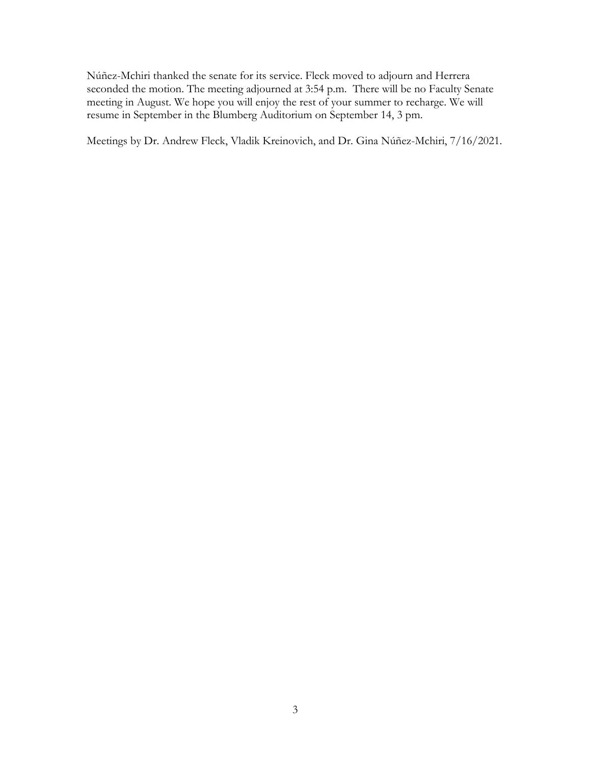Núñez-Mchiri thanked the senate for its service. Fleck moved to adjourn and Herrera seconded the motion. The meeting adjourned at 3:54 p.m. There will be no Faculty Senate meeting in August. We hope you will enjoy the rest of your summer to recharge. We will resume in September in the Blumberg Auditorium on September 14, 3 pm.

Meetings by Dr. Andrew Fleck, Vladik Kreinovich, and Dr. Gina Núñez-Mchiri, 7/16/2021.